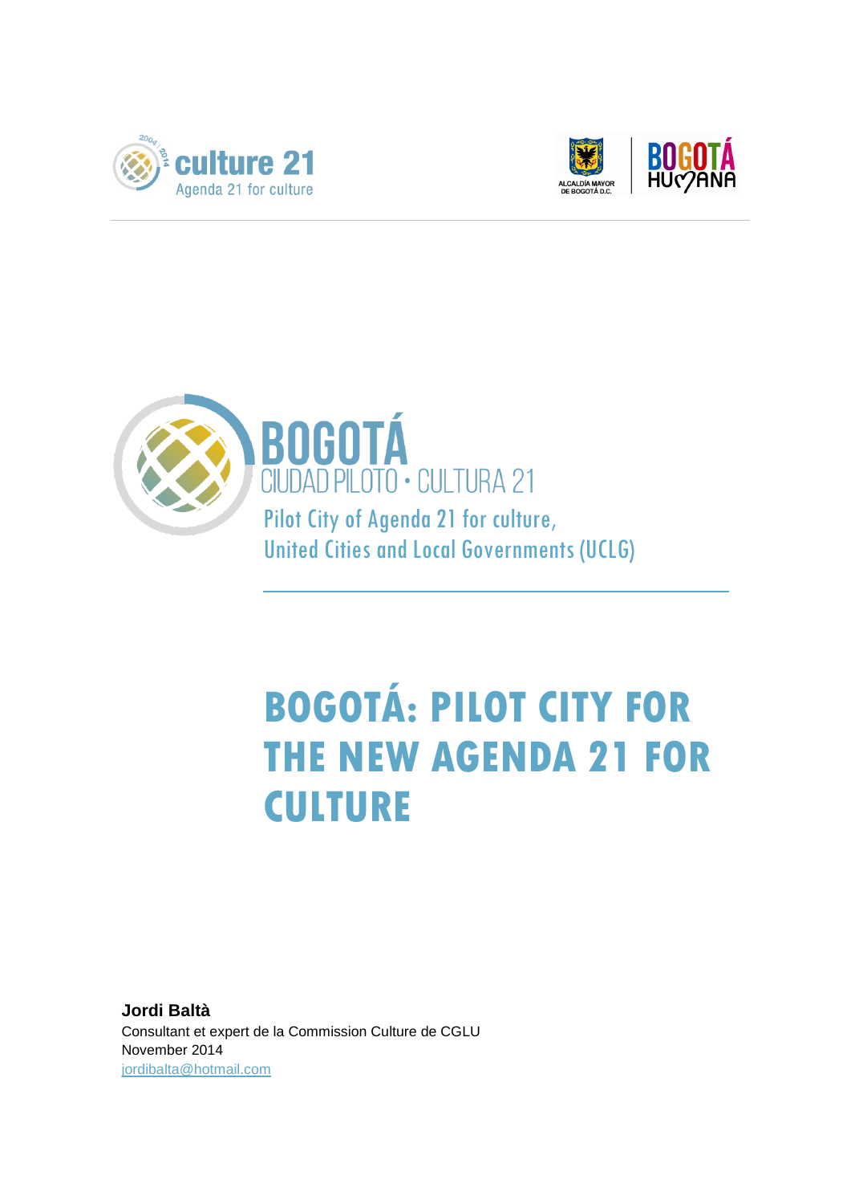culture 21
Agenda 21 for culture

ALCALDÍA MAYOR DE BOGOTÁ D.C.

BOGOTÁ HUMANA

BOGOTÁ
CIUDAD PILOTO • CULTURA 21
Pilot City of Agenda 21 for culture,
United Cities and Local Governments (UCLG)

# BOGOTÁ: PILOT CITY FOR THE NEW AGENDA 21 FOR CULTURE

**Jordi Baltà**
Consultant et expert de la Commission Culture de CGLU
November 2014
jordibalta@hotmail.com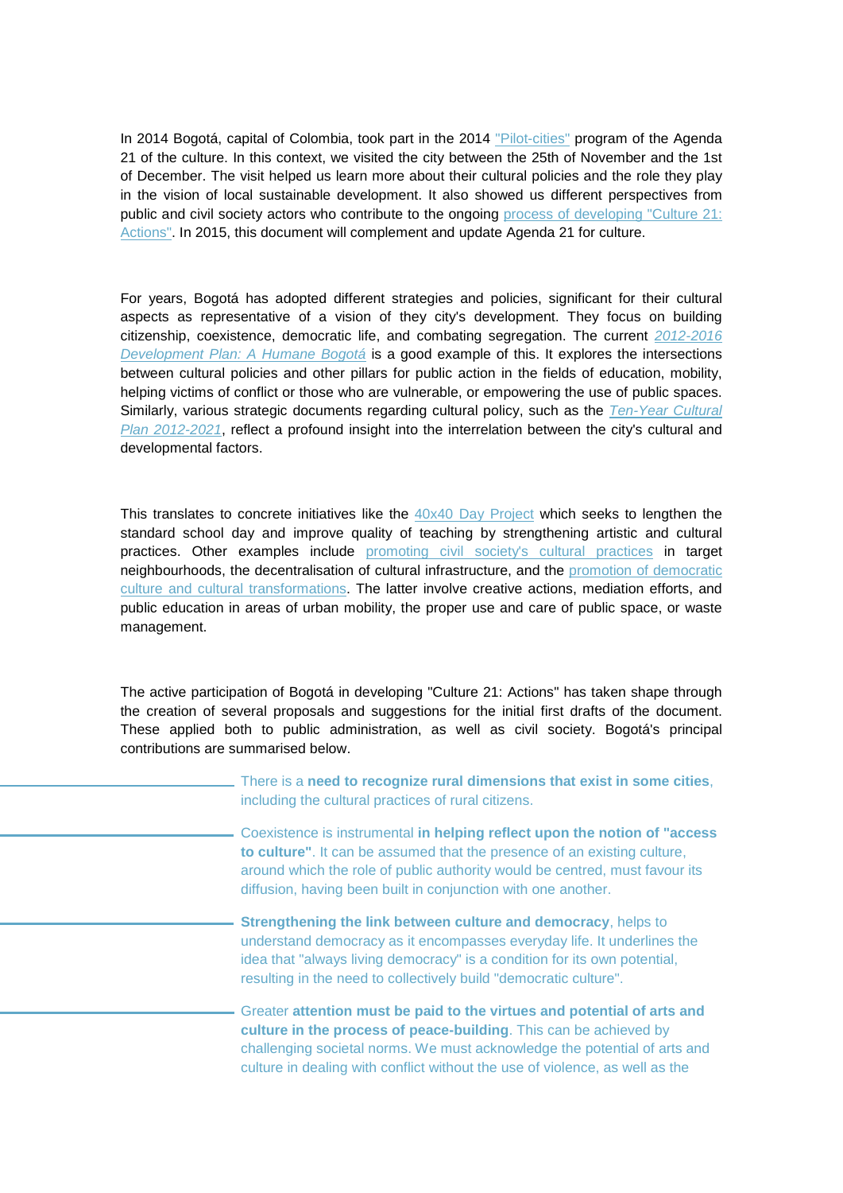In 2014 Bogotá, capital of Colombia, took part in the 2014 "Pilot-cities" program of the Agenda 21 of the culture. In this context, we visited the city between the 25th of November and the 1st of December. The visit helped us learn more about their cultural policies and the role they play in the vision of local sustainable development. It also showed us different perspectives from public and civil society actors who contribute to the ongoing process of developing "Culture 21: Actions". In 2015, this document will complement and update Agenda 21 for culture.

For years, Bogotá has adopted different strategies and policies, significant for their cultural aspects as representative of a vision of they city's development. They focus on building citizenship, coexistence, democratic life, and combating segregation. The current *2012-2016 Development Plan: A Humane Bogotá* is a good example of this. It explores the intersections between cultural policies and other pillars for public action in the fields of education, mobility, helping victims of conflict or those who are vulnerable, or empowering the use of public spaces. Similarly, various strategic documents regarding cultural policy, such as the *Ten-Year Cultural Plan 2012-2021*, reflect a profound insight into the interrelation between the city's cultural and developmental factors.

This translates to concrete initiatives like the 40x40 Day Project which seeks to lengthen the standard school day and improve quality of teaching by strengthening artistic and cultural practices. Other examples include promoting civil society's cultural practices in target neighbourhoods, the decentralisation of cultural infrastructure, and the promotion of democratic culture and cultural transformations. The latter involve creative actions, mediation efforts, and public education in areas of urban mobility, the proper use and care of public space, or waste management.

The active participation of Bogotá in developing "Culture 21: Actions" has taken shape through the creation of several proposals and suggestions for the initial first drafts of the document. These applied both to public administration, as well as civil society. Bogotá's principal contributions are summarised below.

- There is a **need to recognize rural dimensions that exist in some cities**, including the cultural practices of rural citizens.
- Coexistence is instrumental **in helping reflect upon the notion of "access to culture"**. It can be assumed that the presence of an existing culture, around which the role of public authority would be centred, must favour its diffusion, having been built in conjunction with one another.
- **Strengthening the link between culture and democracy**, helps to understand democracy as it encompasses everyday life. It underlines the idea that "always living democracy" is a condition for its own potential, resulting in the need to collectively build "democratic culture".
- Greater **attention must be paid to the virtues and potential of arts and culture in the process of peace-building**. This can be achieved by challenging societal norms. We must acknowledge the potential of arts and culture in dealing with conflict without the use of violence, as well as the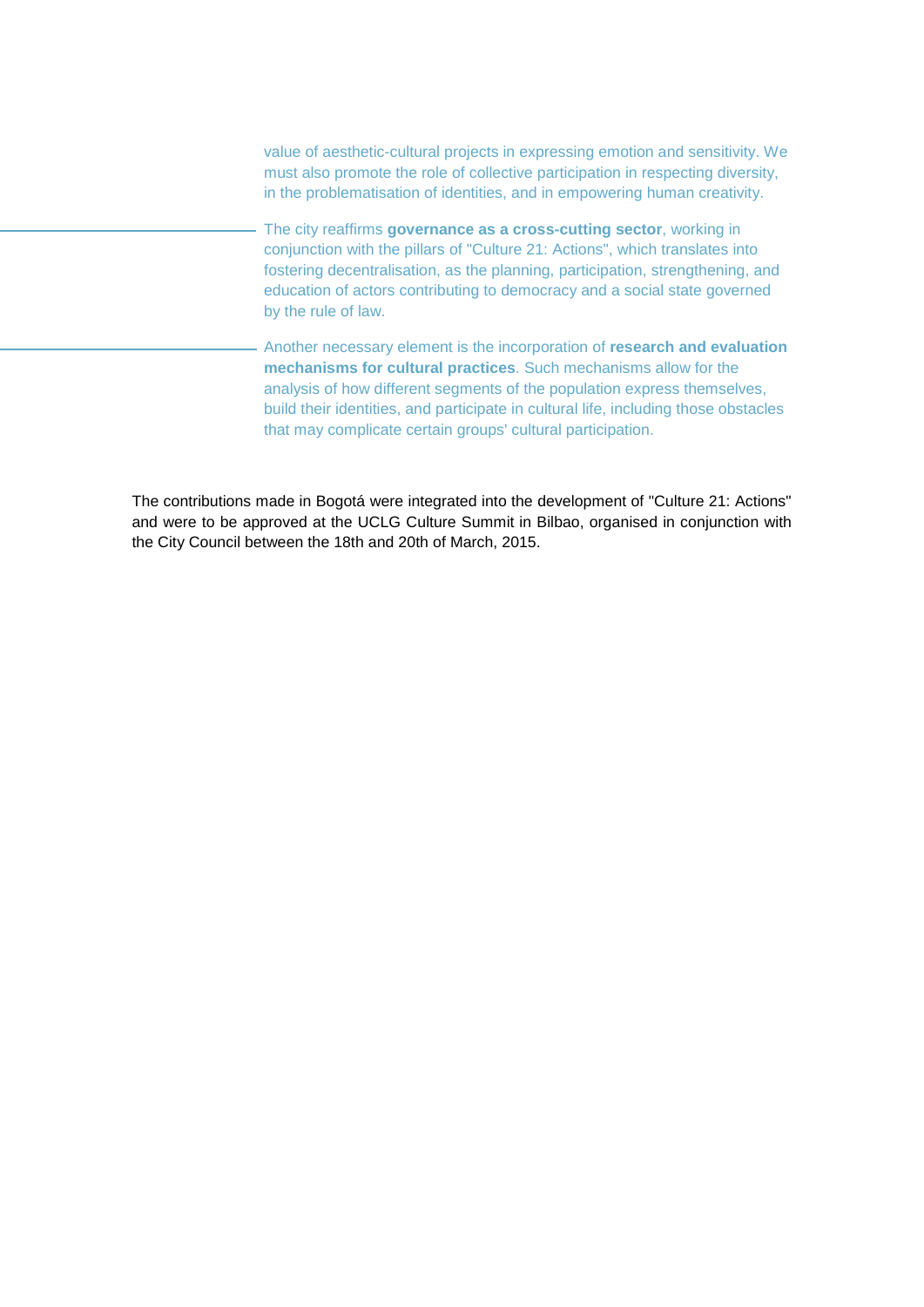value of aesthetic-cultural projects in expressing emotion and sensitivity. We must also promote the role of collective participation in respecting diversity, in the problematisation of identities, and in empowering human creativity.

The city reaffirms **governance as a cross-cutting sector**, working in conjunction with the pillars of "Culture 21: Actions", which translates into fostering decentralisation, as the planning, participation, strengthening, and education of actors contributing to democracy and a social state governed by the rule of law.

Another necessary element is the incorporation of **research and evaluation mechanisms for cultural practices**. Such mechanisms allow for the analysis of how different segments of the population express themselves, build their identities, and participate in cultural life, including those obstacles that may complicate certain groups' cultural participation.

The contributions made in Bogotá were integrated into the development of "Culture 21: Actions" and were to be approved at the UCLG Culture Summit in Bilbao, organised in conjunction with the City Council between the 18th and 20th of March, 2015.